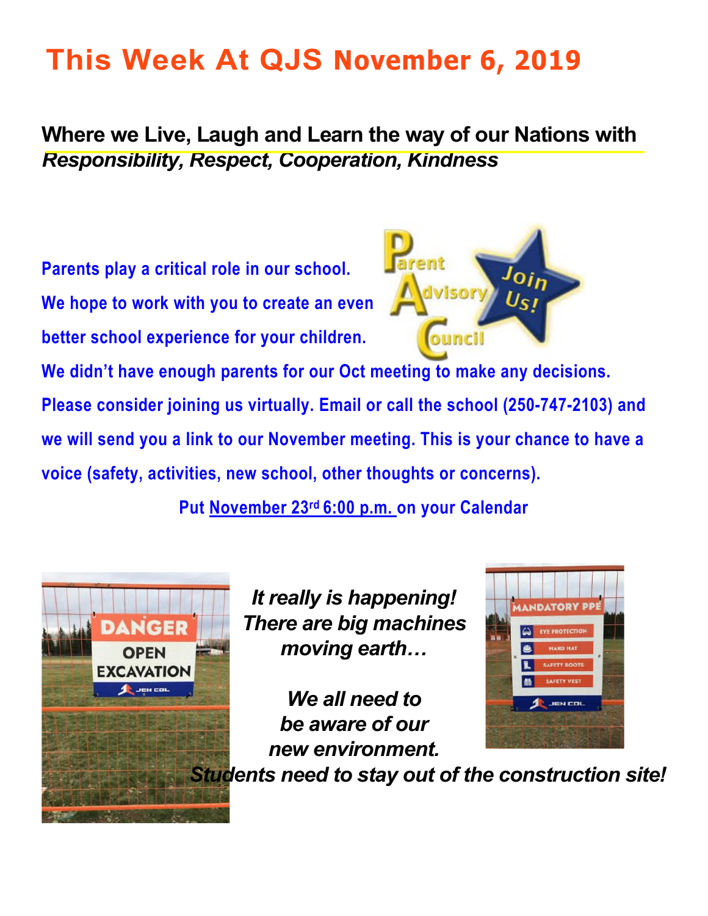# This Week At QJS November 6, 2019

**Where we Live, Laugh and Learn the way of our Nations with** ***Responsibility, Respect, Cooperation, Kindness***

**Parents play a critical role in our school. We hope to work with you to create an even better school experience for your children. We didn't have enough parents for our Oct meeting to make any decisions. Please consider joining us virtually. Email or call the school (250-747-2103) and we will send you a link to our November meeting. This is your chance to have a voice (safety, activities, new school, other thoughts or concerns).**

**Put November 23rd 6:00 p.m. on your Calendar**

***It really is happening! There are big machines moving earth…***

***We all need to be aware of our new environment. Students need to stay out of the construction site!***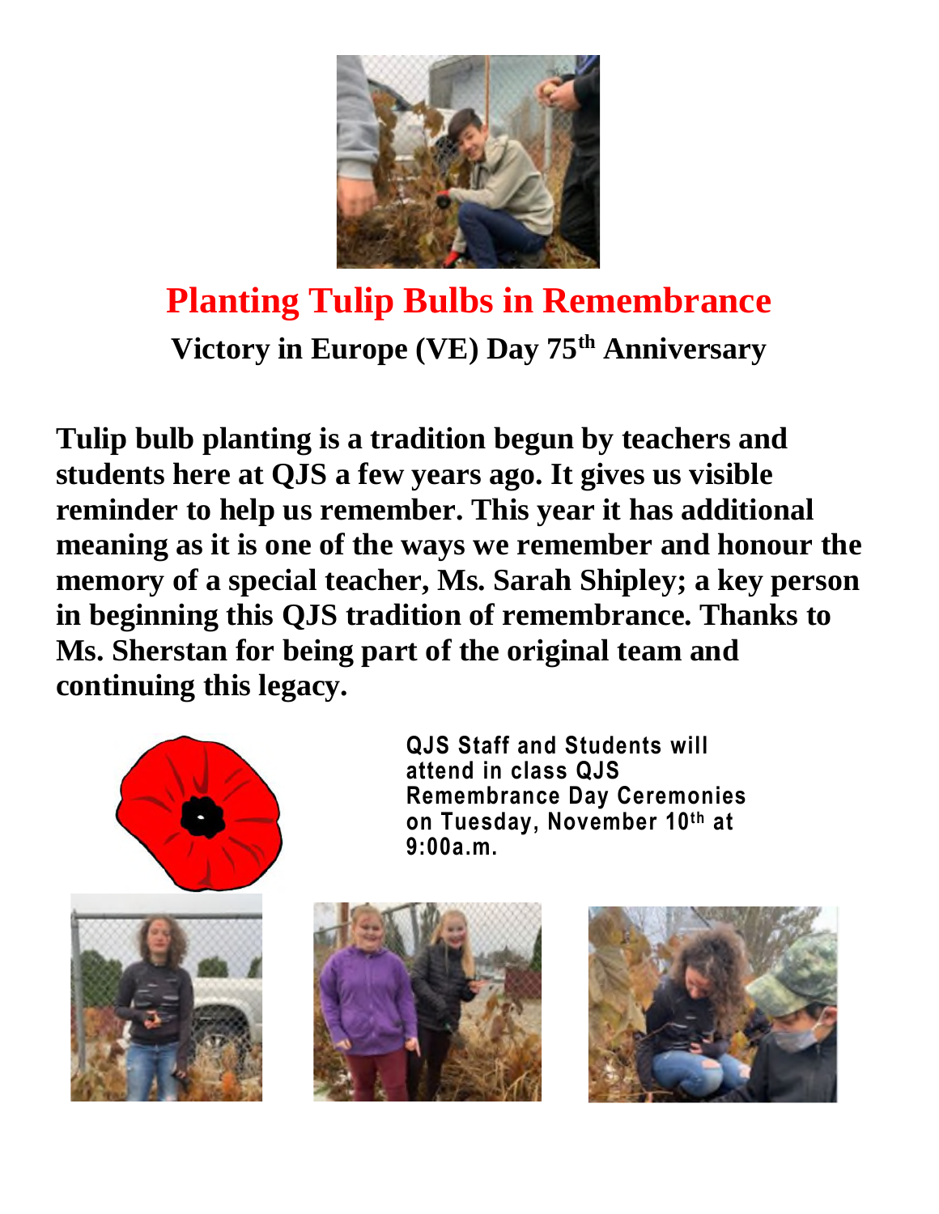# Planting Tulip Bulbs in Remembrance

## Victory in Europe (VE) Day 75th Anniversary

**Tulip bulb planting is a tradition begun by teachers and students here at QJS a few years ago. It gives us visible reminder to help us remember. This year it has additional meaning as it is one of the ways we remember and honour the memory of a special teacher, Ms. Sarah Shipley; a key person in beginning this QJS tradition of remembrance. Thanks to Ms. Sherstan for being part of the original team and continuing this legacy.**

**QJS Staff and Students will attend in class QJS Remembrance Day Ceremonies on Tuesday, November 10th at 9:00a.m.**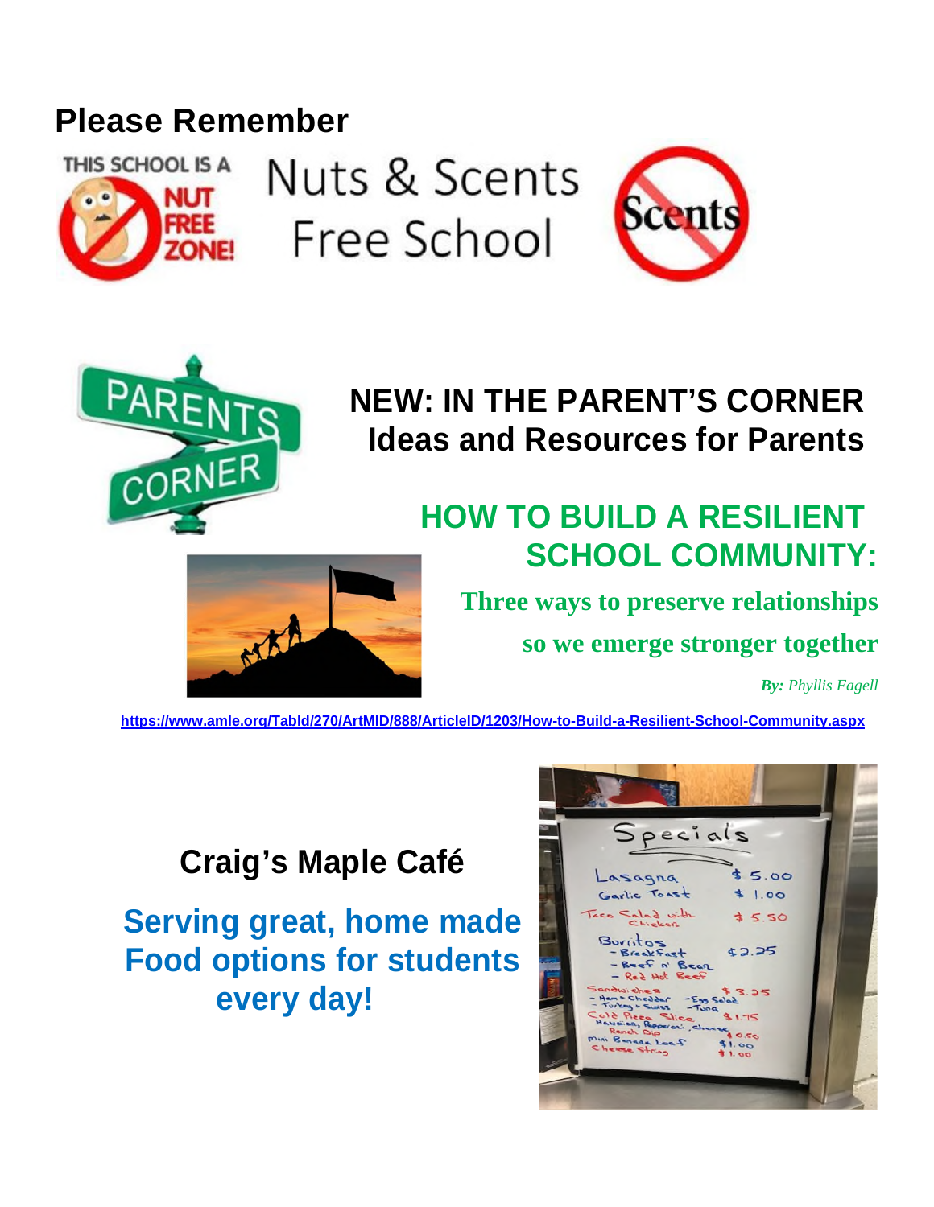## Please Remember

Nuts & Scents Free School

## NEW: IN THE PARENT'S CORNER
## Ideas and Resources for Parents

## HOW TO BUILD A RESILIENT SCHOOL COMMUNITY:

**Three ways to preserve relationships so we emerge stronger together**

***By:*** *Phyllis Fagell*

https://www.amle.org/TabId/270/ArtMID/888/ArticleID/1203/How-to-Build-a-Resilient-School-Community.aspx

## Craig's Maple Café

**Serving great, home made Food options for students every day!**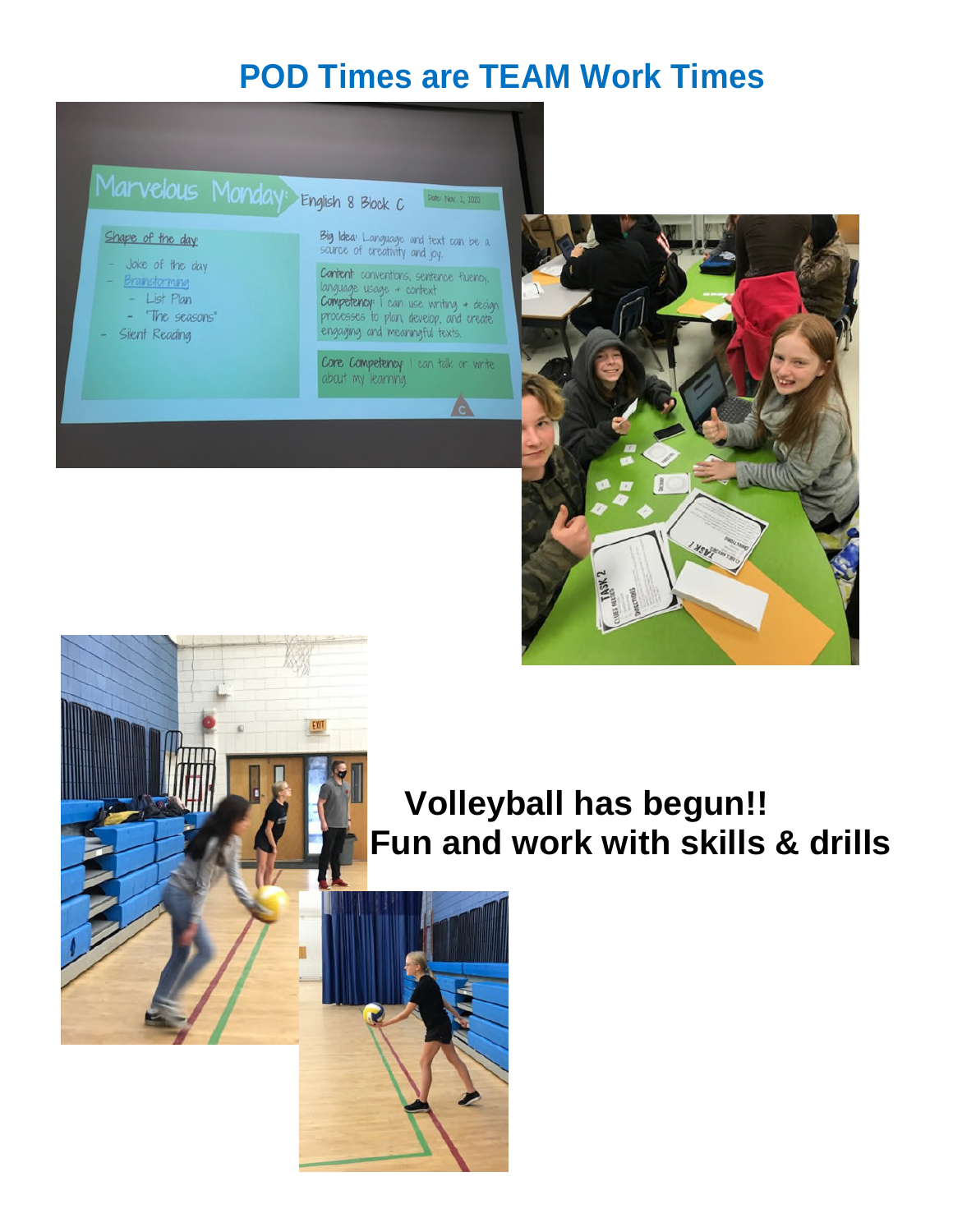# POD Times are TEAM Work Times

**Volleyball has begun!!**
**Fun and work with skills & drills**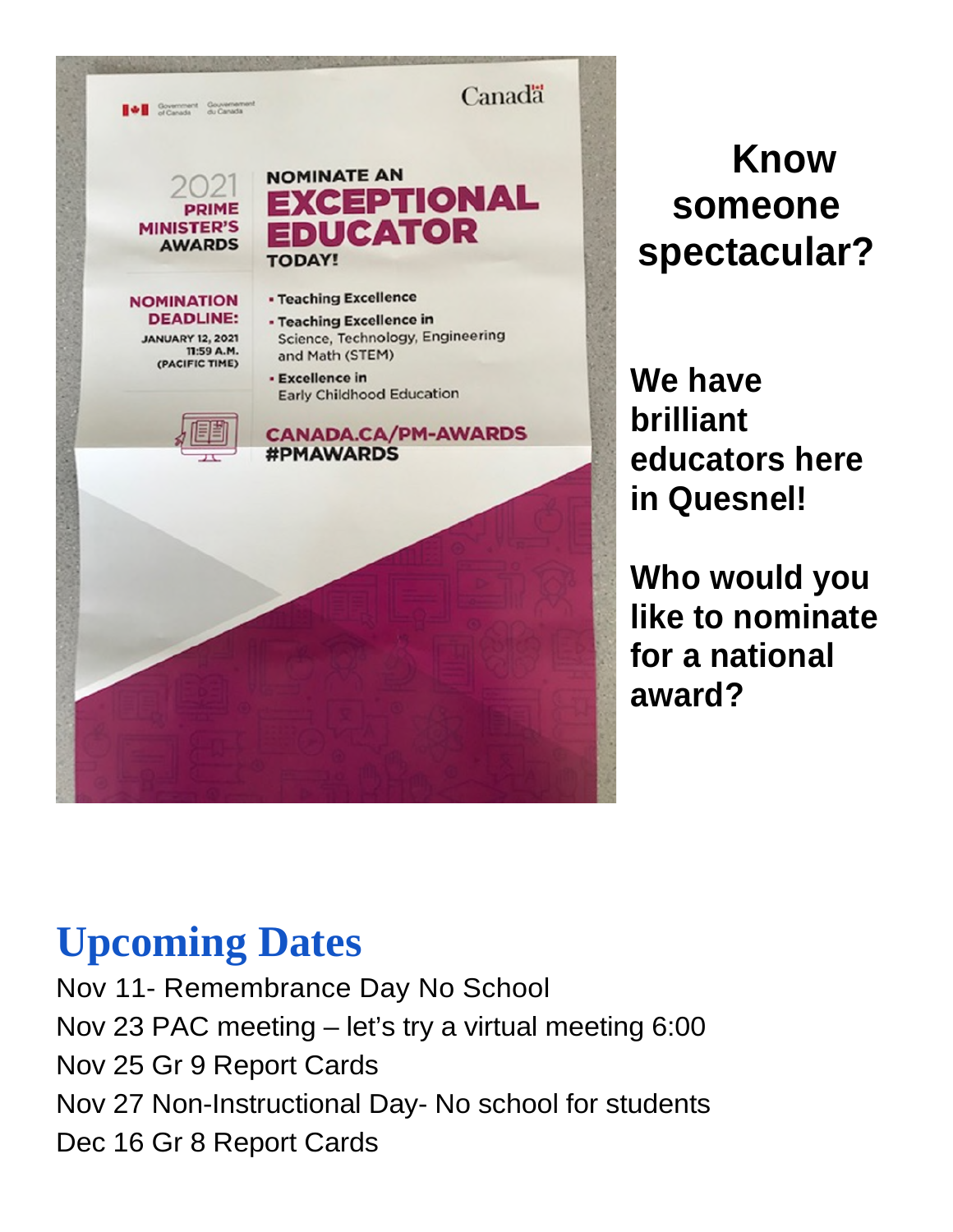**Know someone spectacular?**

**We have brilliant educators here in Quesnel!**

**Who would you like to nominate for a national award?**

## Upcoming Dates

Nov 11- Remembrance Day No School
Nov 23 PAC meeting – let's try a virtual meeting 6:00
Nov 25 Gr 9 Report Cards
Nov 27 Non-Instructional Day- No school for students
Dec 16 Gr 8 Report Cards